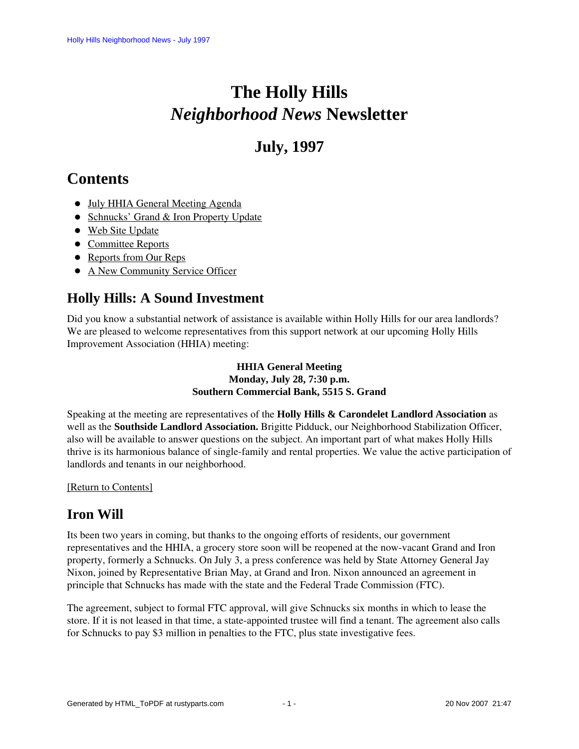# The Holly Hills *Neighborhood News* Newsletter

## July, 1997

## Contents

- July HHIA General Meeting Agenda
- Schnucks' Grand & Iron Property Update
- Web Site Update
- Committee Reports
- Reports from Our Reps
- A New Community Service Officer

## Holly Hills: A Sound Investment

Did you know a substantial network of assistance is available within Holly Hills for our area landlords? We are pleased to welcome representatives from this support network at our upcoming Holly Hills Improvement Association (HHIA) meeting:

**HHIA General Meeting**
**Monday, July 28, 7:30 p.m.**
**Southern Commercial Bank, 5515 S. Grand**

Speaking at the meeting are representatives of the **Holly Hills & Carondelet Landlord Association** as well as the **Southside Landlord Association.** Brigitte Pidduck, our Neighborhood Stabilization Officer, also will be available to answer questions on the subject. An important part of what makes Holly Hills thrive is its harmonious balance of single-family and rental properties. We value the active participation of landlords and tenants in our neighborhood.

[Return to Contents]

## Iron Will

Its been two years in coming, but thanks to the ongoing efforts of residents, our government representatives and the HHIA, a grocery store soon will be reopened at the now-vacant Grand and Iron property, formerly a Schnucks. On July 3, a press conference was held by State Attorney General Jay Nixon, joined by Representative Brian May, at Grand and Iron. Nixon announced an agreement in principle that Schnucks has made with the state and the Federal Trade Commission (FTC).

The agreement, subject to formal FTC approval, will give Schnucks six months in which to lease the store. If it is not leased in that time, a state-appointed trustee will find a tenant. The agreement also calls for Schnucks to pay $3 million in penalties to the FTC, plus state investigative fees.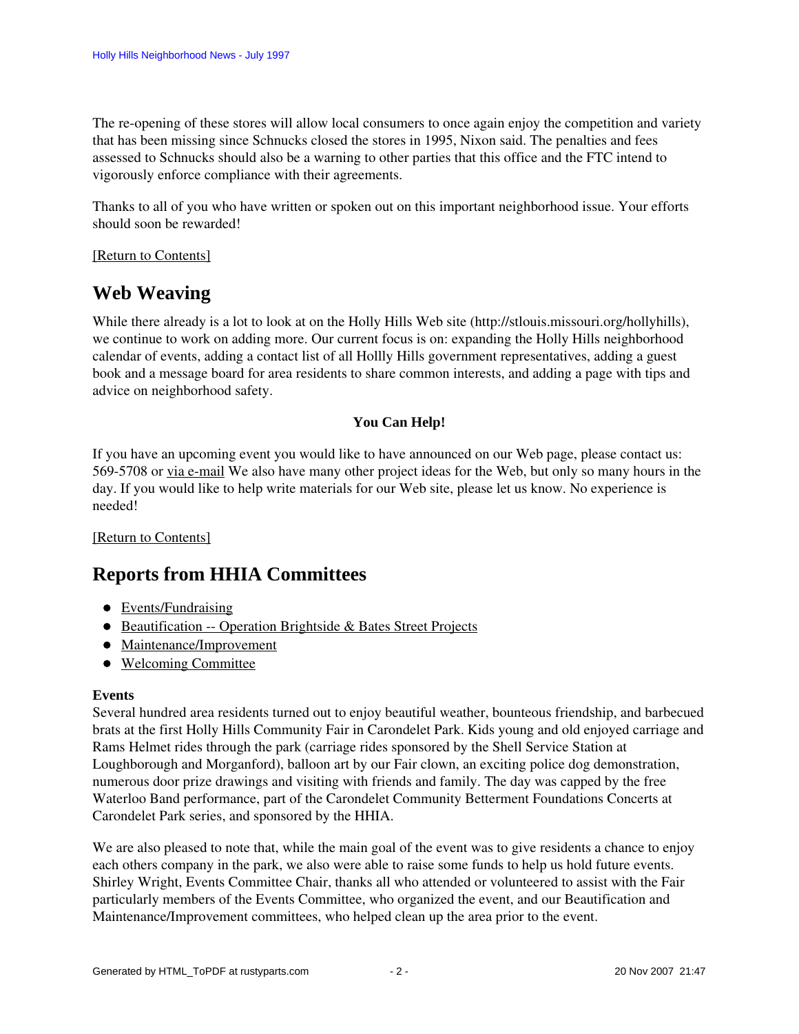The re-opening of these stores will allow local consumers to once again enjoy the competition and variety that has been missing since Schnucks closed the stores in 1995, Nixon said. The penalties and fees assessed to Schnucks should also be a warning to other parties that this office and the FTC intend to vigorously enforce compliance with their agreements.

Thanks to all of you who have written or spoken out on this important neighborhood issue. Your efforts should soon be rewarded!

[Return to Contents]

## Web Weaving

While there already is a lot to look at on the Holly Hills Web site (http://stlouis.missouri.org/hollyhills), we continue to work on adding more. Our current focus is on: expanding the Holly Hills neighborhood calendar of events, adding a contact list of all Hollly Hills government representatives, adding a guest book and a message board for area residents to share common interests, and adding a page with tips and advice on neighborhood safety.

**You Can Help!**

If you have an upcoming event you would like to have announced on our Web page, please contact us: 569-5708 or via e-mail We also have many other project ideas for the Web, but only so many hours in the day. If you would like to help write materials for our Web site, please let us know. No experience is needed!

[Return to Contents]

## Reports from HHIA Committees

- Events/Fundraising
- Beautification -- Operation Brightside & Bates Street Projects
- Maintenance/Improvement
- Welcoming Committee

**Events**
Several hundred area residents turned out to enjoy beautiful weather, bounteous friendship, and barbecued brats at the first Holly Hills Community Fair in Carondelet Park. Kids young and old enjoyed carriage and Rams Helmet rides through the park (carriage rides sponsored by the Shell Service Station at Loughborough and Morganford), balloon art by our Fair clown, an exciting police dog demonstration, numerous door prize drawings and visiting with friends and family. The day was capped by the free Waterloo Band performance, part of the Carondelet Community Betterment Foundations Concerts at Carondelet Park series, and sponsored by the HHIA.

We are also pleased to note that, while the main goal of the event was to give residents a chance to enjoy each others company in the park, we also were able to raise some funds to help us hold future events. Shirley Wright, Events Committee Chair, thanks all who attended or volunteered to assist with the Fair particularly members of the Events Committee, who organized the event, and our Beautification and Maintenance/Improvement committees, who helped clean up the area prior to the event.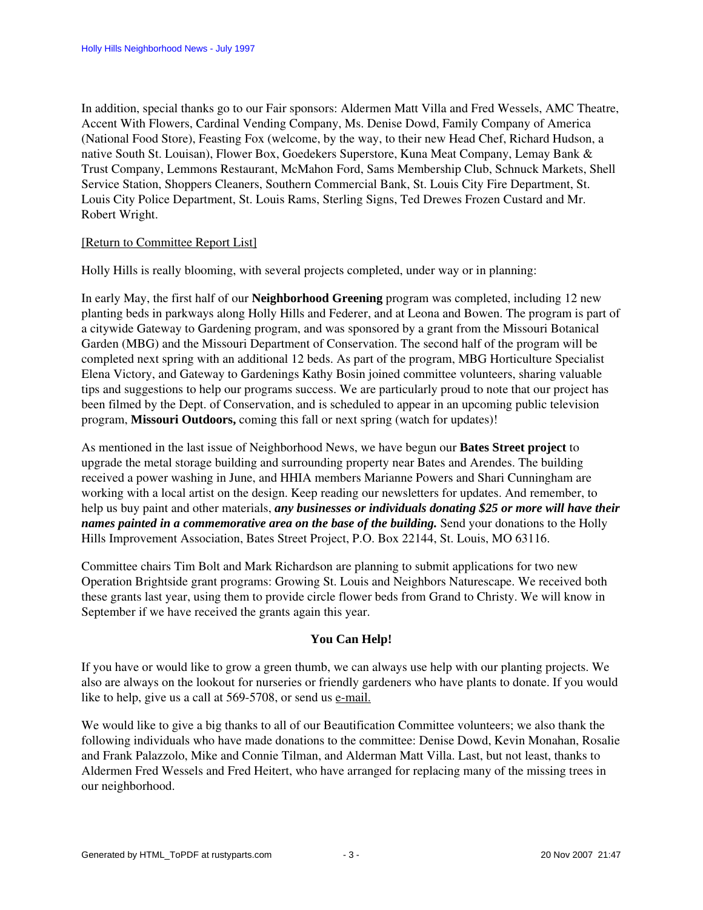In addition, special thanks go to our Fair sponsors: Aldermen Matt Villa and Fred Wessels, AMC Theatre, Accent With Flowers, Cardinal Vending Company, Ms. Denise Dowd, Family Company of America (National Food Store), Feasting Fox (welcome, by the way, to their new Head Chef, Richard Hudson, a native South St. Louisan), Flower Box, Goedekers Superstore, Kuna Meat Company, Lemay Bank & Trust Company, Lemmons Restaurant, McMahon Ford, Sams Membership Club, Schnuck Markets, Shell Service Station, Shoppers Cleaners, Southern Commercial Bank, St. Louis City Fire Department, St. Louis City Police Department, St. Louis Rams, Sterling Signs, Ted Drewes Frozen Custard and Mr. Robert Wright.

[Return to Committee Report List]

Holly Hills is really blooming, with several projects completed, under way or in planning:

In early May, the first half of our **Neighborhood Greening** program was completed, including 12 new planting beds in parkways along Holly Hills and Federer, and at Leona and Bowen. The program is part of a citywide Gateway to Gardening program, and was sponsored by a grant from the Missouri Botanical Garden (MBG) and the Missouri Department of Conservation. The second half of the program will be completed next spring with an additional 12 beds. As part of the program, MBG Horticulture Specialist Elena Victory, and Gateway to Gardenings Kathy Bosin joined committee volunteers, sharing valuable tips and suggestions to help our programs success. We are particularly proud to note that our project has been filmed by the Dept. of Conservation, and is scheduled to appear in an upcoming public television program, **Missouri Outdoors,** coming this fall or next spring (watch for updates)!

As mentioned in the last issue of Neighborhood News, we have begun our **Bates Street project** to upgrade the metal storage building and surrounding property near Bates and Arendes. The building received a power washing in June, and HHIA members Marianne Powers and Shari Cunningham are working with a local artist on the design. Keep reading our newsletters for updates. And remember, to help us buy paint and other materials, ***any businesses or individuals donating $25 or more will have their names painted in a commemorative area on the base of the building.*** Send your donations to the Holly Hills Improvement Association, Bates Street Project, P.O. Box 22144, St. Louis, MO 63116.

Committee chairs Tim Bolt and Mark Richardson are planning to submit applications for two new Operation Brightside grant programs: Growing St. Louis and Neighbors Naturescape. We received both these grants last year, using them to provide circle flower beds from Grand to Christy. We will know in September if we have received the grants again this year.

**You Can Help!**

If you have or would like to grow a green thumb, we can always use help with our planting projects. We also are always on the lookout for nurseries or friendly gardeners who have plants to donate. If you would like to help, give us a call at 569-5708, or send us e-mail.

We would like to give a big thanks to all of our Beautification Committee volunteers; we also thank the following individuals who have made donations to the committee: Denise Dowd, Kevin Monahan, Rosalie and Frank Palazzolo, Mike and Connie Tilman, and Alderman Matt Villa. Last, but not least, thanks to Aldermen Fred Wessels and Fred Heitert, who have arranged for replacing many of the missing trees in our neighborhood.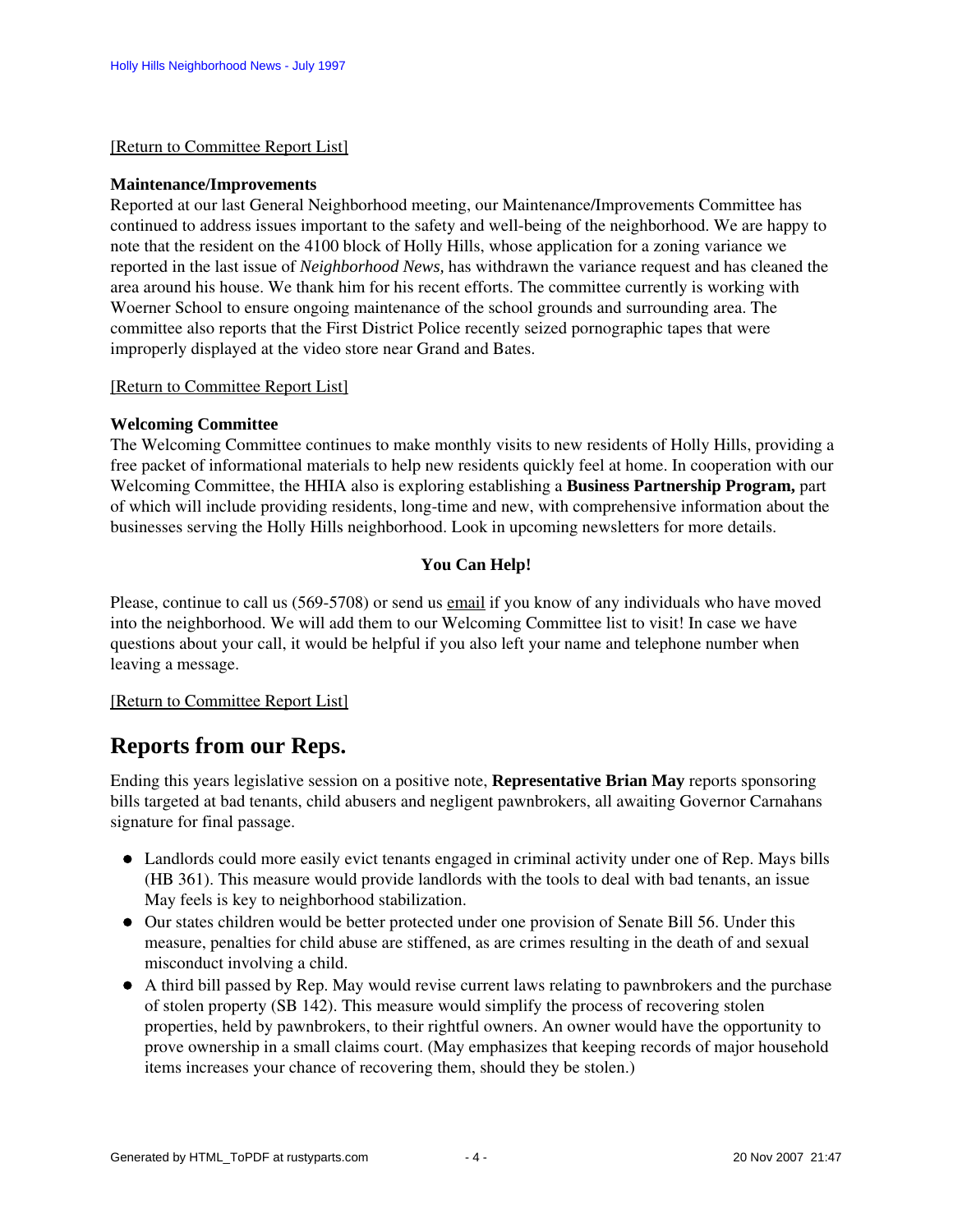[Return to Committee Report List]

**Maintenance/Improvements**
Reported at our last General Neighborhood meeting, our Maintenance/Improvements Committee has continued to address issues important to the safety and well-being of the neighborhood. We are happy to note that the resident on the 4100 block of Holly Hills, whose application for a zoning variance we reported in the last issue of *Neighborhood News,* has withdrawn the variance request and has cleaned the area around his house. We thank him for his recent efforts. The committee currently is working with Woerner School to ensure ongoing maintenance of the school grounds and surrounding area. The committee also reports that the First District Police recently seized pornographic tapes that were improperly displayed at the video store near Grand and Bates.

[Return to Committee Report List]

**Welcoming Committee**
The Welcoming Committee continues to make monthly visits to new residents of Holly Hills, providing a free packet of informational materials to help new residents quickly feel at home. In cooperation with our Welcoming Committee, the HHIA also is exploring establishing a **Business Partnership Program,** part of which will include providing residents, long-time and new, with comprehensive information about the businesses serving the Holly Hills neighborhood. Look in upcoming newsletters for more details.

**You Can Help!**

Please, continue to call us (569-5708) or send us email if you know of any individuals who have moved into the neighborhood. We will add them to our Welcoming Committee list to visit! In case we have questions about your call, it would be helpful if you also left your name and telephone number when leaving a message.

[Return to Committee Report List]

## Reports from our Reps.

Ending this years legislative session on a positive note, **Representative Brian May** reports sponsoring bills targeted at bad tenants, child abusers and negligent pawnbrokers, all awaiting Governor Carnahans signature for final passage.

- Landlords could more easily evict tenants engaged in criminal activity under one of Rep. Mays bills (HB 361). This measure would provide landlords with the tools to deal with bad tenants, an issue May feels is key to neighborhood stabilization.
- Our states children would be better protected under one provision of Senate Bill 56. Under this measure, penalties for child abuse are stiffened, as are crimes resulting in the death of and sexual misconduct involving a child.
- A third bill passed by Rep. May would revise current laws relating to pawnbrokers and the purchase of stolen property (SB 142). This measure would simplify the process of recovering stolen properties, held by pawnbrokers, to their rightful owners. An owner would have the opportunity to prove ownership in a small claims court. (May emphasizes that keeping records of major household items increases your chance of recovering them, should they be stolen.)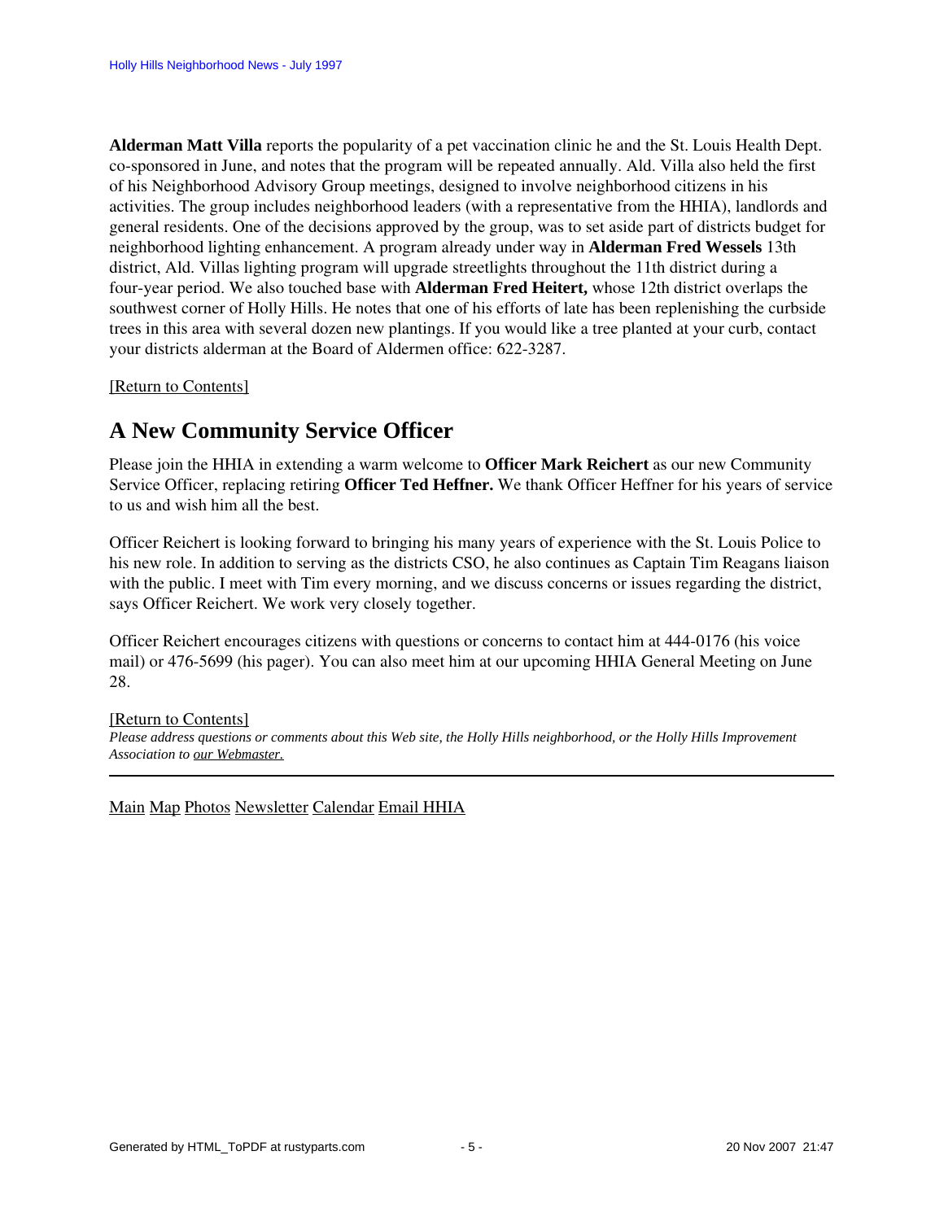**Alderman Matt Villa** reports the popularity of a pet vaccination clinic he and the St. Louis Health Dept. co-sponsored in June, and notes that the program will be repeated annually. Ald. Villa also held the first of his Neighborhood Advisory Group meetings, designed to involve neighborhood citizens in his activities. The group includes neighborhood leaders (with a representative from the HHIA), landlords and general residents. One of the decisions approved by the group, was to set aside part of districts budget for neighborhood lighting enhancement. A program already under way in **Alderman Fred Wessels** 13th district, Ald. Villas lighting program will upgrade streetlights throughout the 11th district during a four-year period. We also touched base with **Alderman Fred Heitert,** whose 12th district overlaps the southwest corner of Holly Hills. He notes that one of his efforts of late has been replenishing the curbside trees in this area with several dozen new plantings. If you would like a tree planted at your curb, contact your districts alderman at the Board of Aldermen office: 622-3287.

[Return to Contents]

## A New Community Service Officer

Please join the HHIA in extending a warm welcome to **Officer Mark Reichert** as our new Community Service Officer, replacing retiring **Officer Ted Heffner.** We thank Officer Heffner for his years of service to us and wish him all the best.

Officer Reichert is looking forward to bringing his many years of experience with the St. Louis Police to his new role. In addition to serving as the districts CSO, he also continues as Captain Tim Reagans liaison with the public. I meet with Tim every morning, and we discuss concerns or issues regarding the district, says Officer Reichert. We work very closely together.

Officer Reichert encourages citizens with questions or concerns to contact him at 444-0176 (his voice mail) or 476-5699 (his pager). You can also meet him at our upcoming HHIA General Meeting on June 28.

[Return to Contents]

*Please address questions or comments about this Web site, the Holly Hills neighborhood, or the Holly Hills Improvement Association to our Webmaster.*

---

Main Map Photos Newsletter Calendar Email HHIA